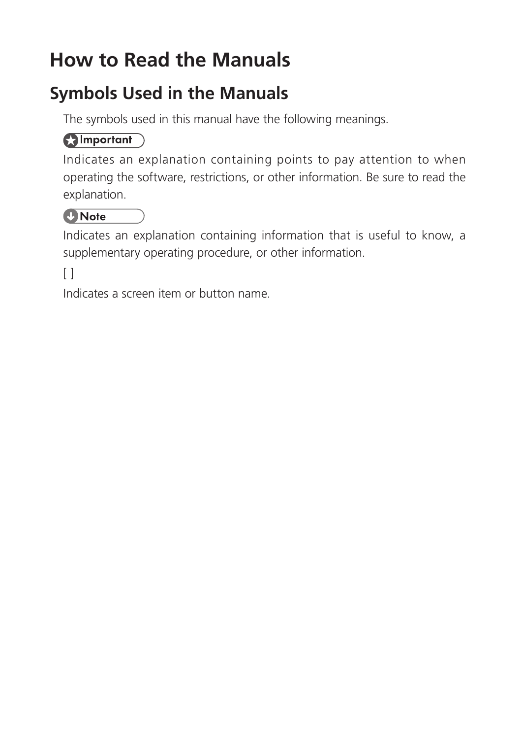# How to Read the Manuals

## Symbols Used in the Manuals

The symbols used in this manual have the following meanings.

**Important**

Indicates an explanation containing points to pay attention to when operating the software, restrictions, or other information. Be sure to read the explanation.

**Note**

Indicates an explanation containing information that is useful to know, a supplementary operating procedure, or other information.

[ ]

Indicates a screen item or button name.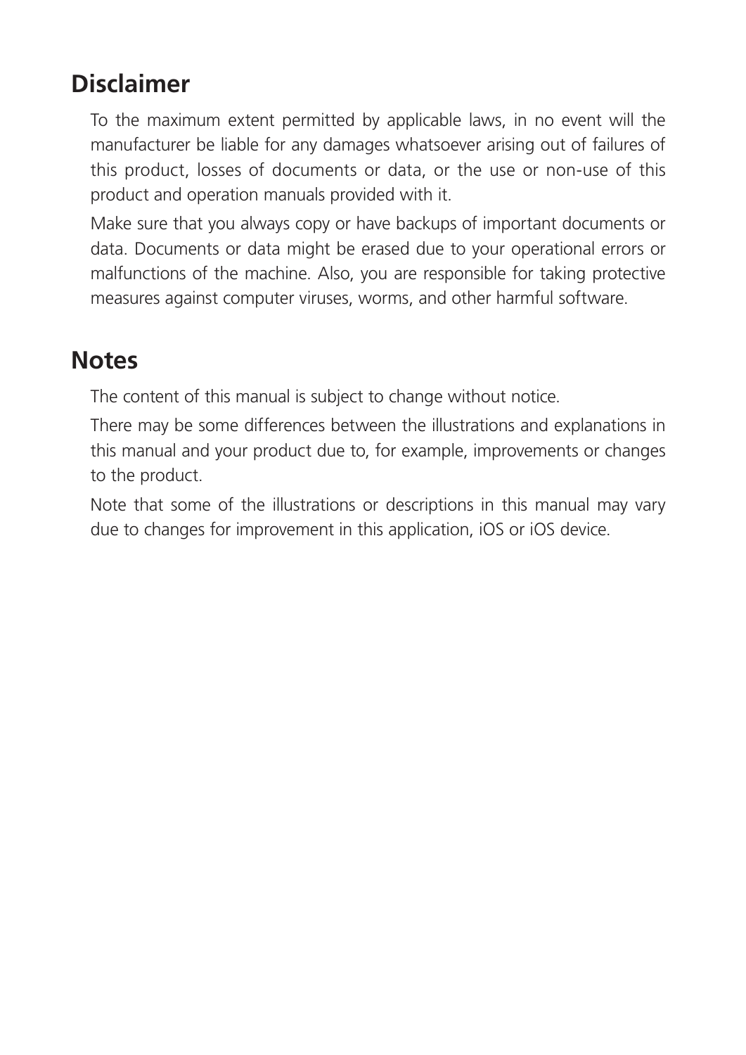## Disclaimer

To the maximum extent permitted by applicable laws, in no event will the manufacturer be liable for any damages whatsoever arising out of failures of this product, losses of documents or data, or the use or non-use of this product and operation manuals provided with it.

Make sure that you always copy or have backups of important documents or data. Documents or data might be erased due to your operational errors or malfunctions of the machine. Also, you are responsible for taking protective measures against computer viruses, worms, and other harmful software.

## Notes

The content of this manual is subject to change without notice.

There may be some differences between the illustrations and explanations in this manual and your product due to, for example, improvements or changes to the product.

Note that some of the illustrations or descriptions in this manual may vary due to changes for improvement in this application, iOS or iOS device.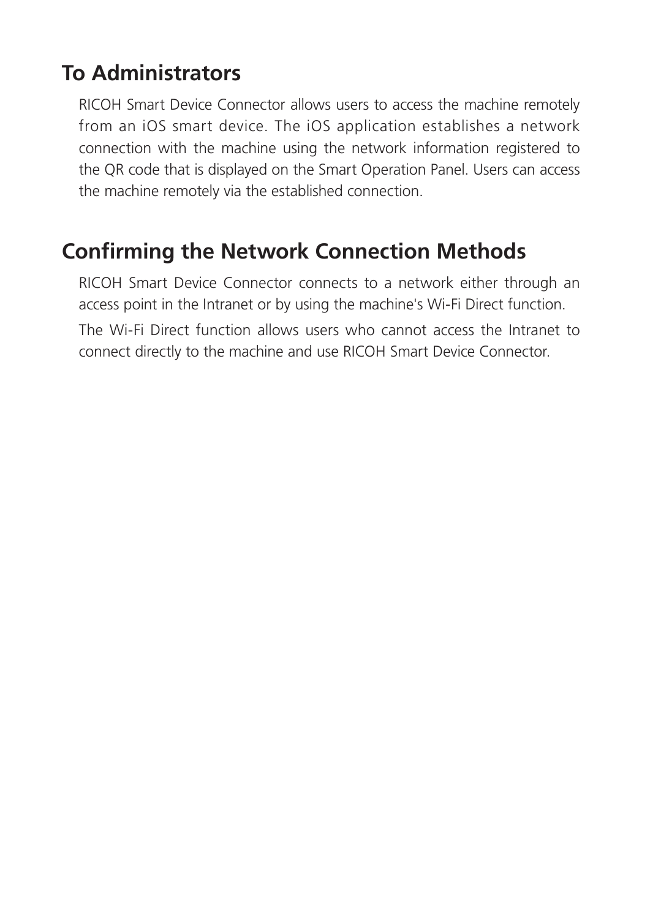## To Administrators

RICOH Smart Device Connector allows users to access the machine remotely from an iOS smart device. The iOS application establishes a network connection with the machine using the network information registered to the QR code that is displayed on the Smart Operation Panel. Users can access the machine remotely via the established connection.

## Confirming the Network Connection Methods

RICOH Smart Device Connector connects to a network either through an access point in the Intranet or by using the machine's Wi-Fi Direct function.

The Wi-Fi Direct function allows users who cannot access the Intranet to connect directly to the machine and use RICOH Smart Device Connector.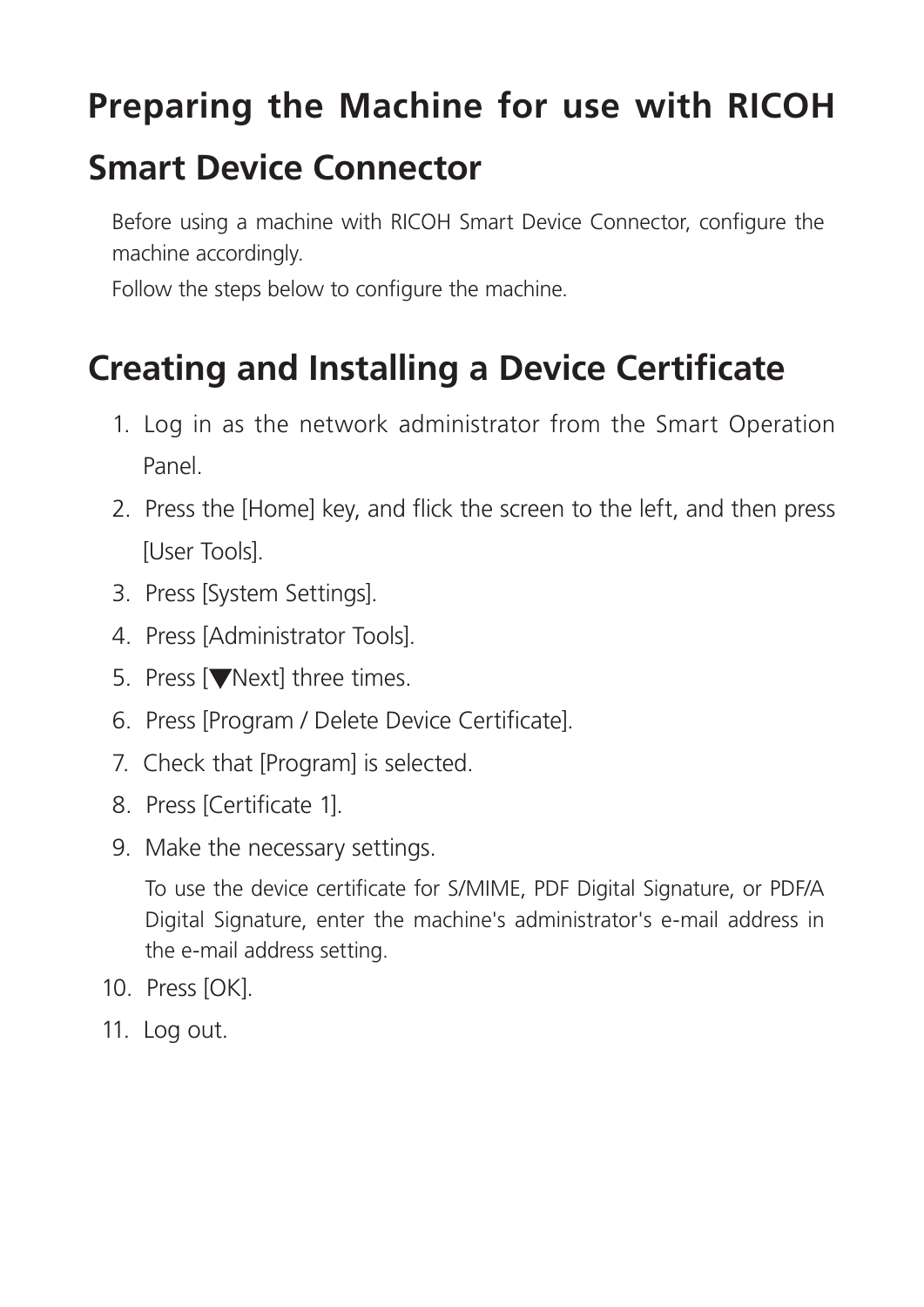# Preparing the Machine for use with RICOH Smart Device Connector

Before using a machine with RICOH Smart Device Connector, configure the machine accordingly.

Follow the steps below to configure the machine.

## Creating and Installing a Device Certificate

1. Log in as the network administrator from the Smart Operation Panel.
2. Press the [Home] key, and flick the screen to the left, and then press [User Tools].
3. Press [System Settings].
4. Press [Administrator Tools].
5. Press [▼Next] three times.
6. Press [Program / Delete Device Certificate].
7. Check that [Program] is selected.
8. Press [Certificate 1].
9. Make the necessary settings.

   To use the device certificate for S/MIME, PDF Digital Signature, or PDF/A Digital Signature, enter the machine's administrator's e-mail address in the e-mail address setting.
10. Press [OK].
11. Log out.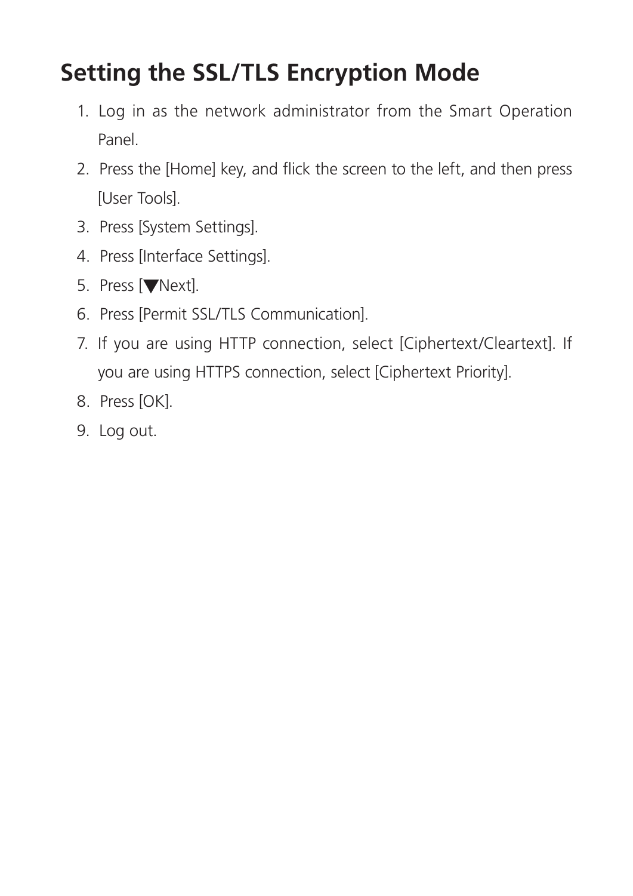## Setting the SSL/TLS Encryption Mode

1. Log in as the network administrator from the Smart Operation Panel.
2. Press the [Home] key, and flick the screen to the left, and then press [User Tools].
3. Press [System Settings].
4. Press [Interface Settings].
5. Press [▼Next].
6. Press [Permit SSL/TLS Communication].
7. If you are using HTTP connection, select [Ciphertext/Cleartext]. If you are using HTTPS connection, select [Ciphertext Priority].
8. Press [OK].
9. Log out.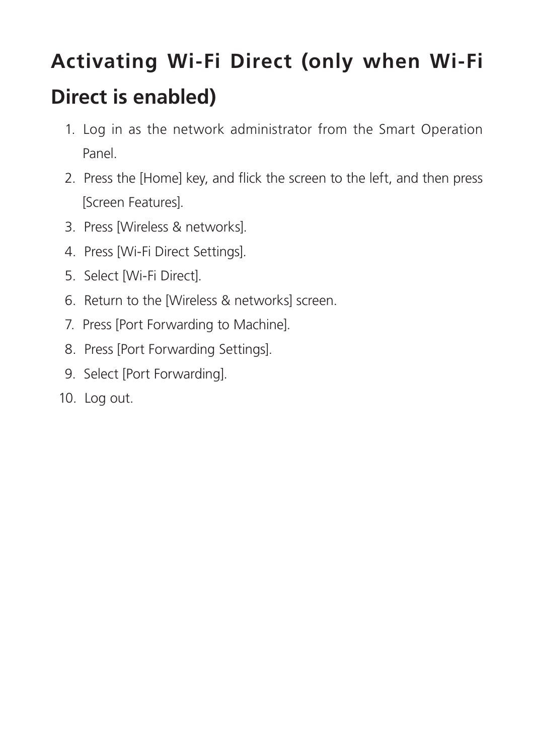## Activating Wi-Fi Direct (only when Wi-Fi Direct is enabled)

1. Log in as the network administrator from the Smart Operation Panel.
2. Press the [Home] key, and flick the screen to the left, and then press [Screen Features].
3. Press [Wireless & networks].
4. Press [Wi-Fi Direct Settings].
5. Select [Wi-Fi Direct].
6. Return to the [Wireless & networks] screen.
7. Press [Port Forwarding to Machine].
8. Press [Port Forwarding Settings].
9. Select [Port Forwarding].
10. Log out.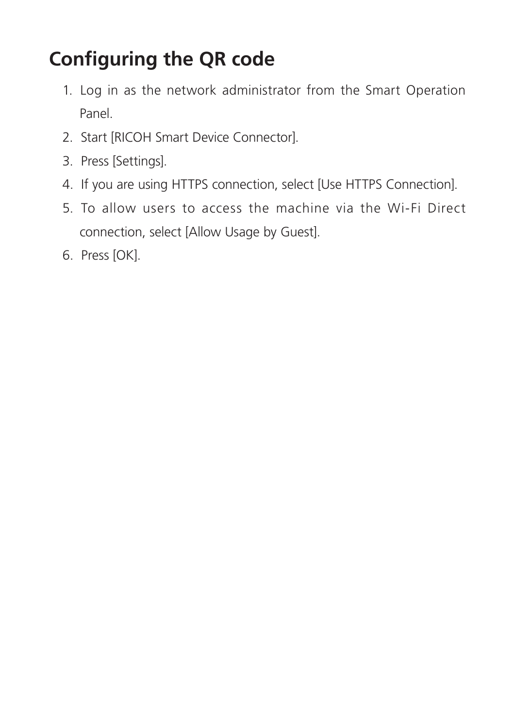# Configuring the QR code

1. Log in as the network administrator from the Smart Operation Panel.
2. Start [RICOH Smart Device Connector].
3. Press [Settings].
4. If you are using HTTPS connection, select [Use HTTPS Connection].
5. To allow users to access the machine via the Wi-Fi Direct connection, select [Allow Usage by Guest].
6. Press [OK].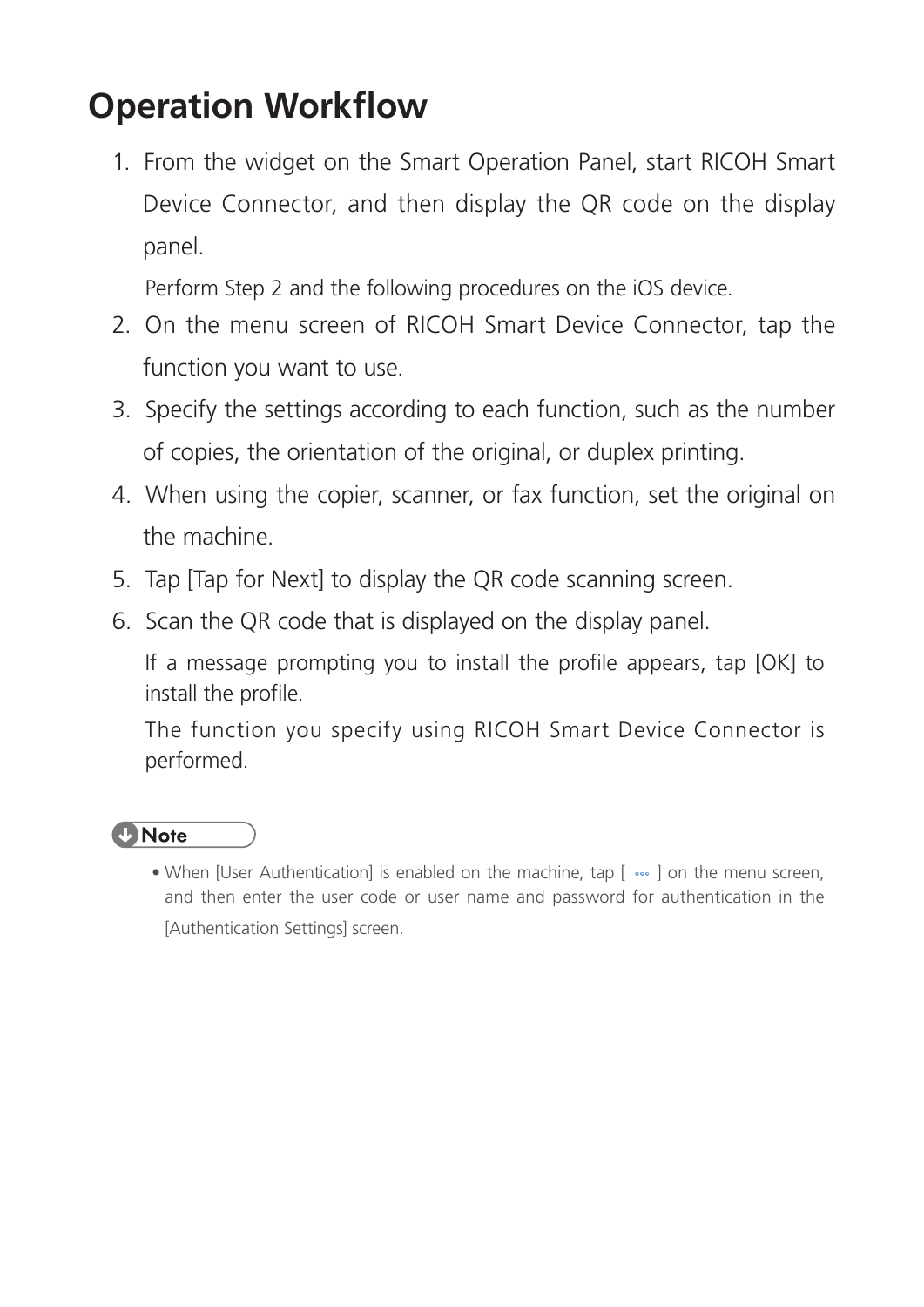# Operation Workflow

1. From the widget on the Smart Operation Panel, start RICOH Smart Device Connector, and then display the QR code on the display panel.

   Perform Step 2 and the following procedures on the iOS device.

2. On the menu screen of RICOH Smart Device Connector, tap the function you want to use.
3. Specify the settings according to each function, such as the number of copies, the orientation of the original, or duplex printing.
4. When using the copier, scanner, or fax function, set the original on the machine.
5. Tap [Tap for Next] to display the QR code scanning screen.
6. Scan the QR code that is displayed on the display panel.

   If a message prompting you to install the profile appears, tap [OK] to install the profile.

   The function you specify using RICOH Smart Device Connector is performed.

**Note**

- When [User Authentication] is enabled on the machine, tap [ ◦◦◦ ] on the menu screen, and then enter the user code or user name and password for authentication in the [Authentication Settings] screen.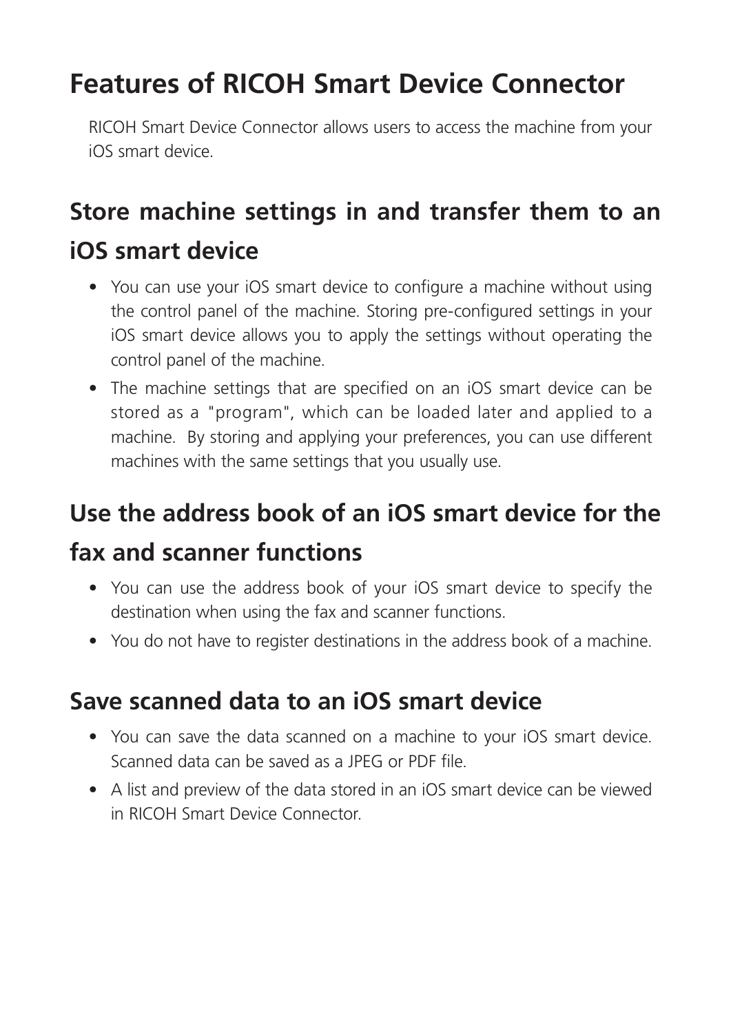# Features of RICOH Smart Device Connector

RICOH Smart Device Connector allows users to access the machine from your iOS smart device.

## Store machine settings in and transfer them to an iOS smart device

- You can use your iOS smart device to configure a machine without using the control panel of the machine. Storing pre-configured settings in your iOS smart device allows you to apply the settings without operating the control panel of the machine.
- The machine settings that are specified on an iOS smart device can be stored as a "program", which can be loaded later and applied to a machine. By storing and applying your preferences, you can use different machines with the same settings that you usually use.

## Use the address book of an iOS smart device for the fax and scanner functions

- You can use the address book of your iOS smart device to specify the destination when using the fax and scanner functions.
- You do not have to register destinations in the address book of a machine.

## Save scanned data to an iOS smart device

- You can save the data scanned on a machine to your iOS smart device. Scanned data can be saved as a JPEG or PDF file.
- A list and preview of the data stored in an iOS smart device can be viewed in RICOH Smart Device Connector.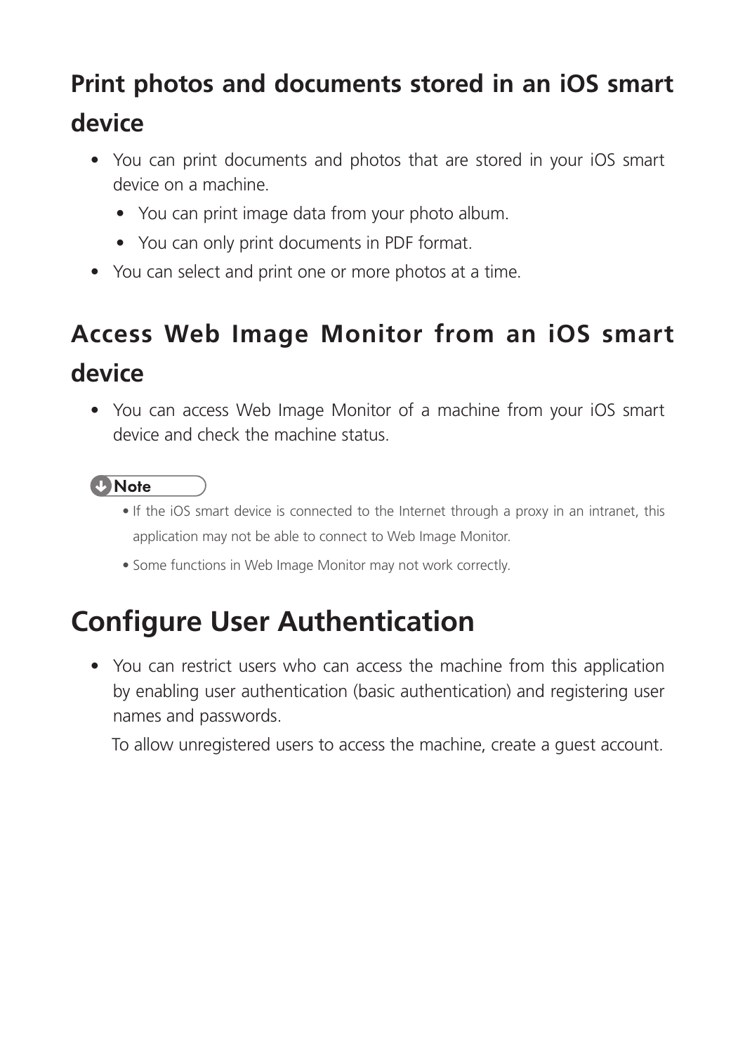## Print photos and documents stored in an iOS smart device

- You can print documents and photos that are stored in your iOS smart device on a machine.
  - You can print image data from your photo album.
  - You can only print documents in PDF format.
- You can select and print one or more photos at a time.

## Access Web Image Monitor from an iOS smart device

- You can access Web Image Monitor of a machine from your iOS smart device and check the machine status.

**Note**

- If the iOS smart device is connected to the Internet through a proxy in an intranet, this application may not be able to connect to Web Image Monitor.
- Some functions in Web Image Monitor may not work correctly.

# Configure User Authentication

- You can restrict users who can access the machine from this application by enabling user authentication (basic authentication) and registering user names and passwords.

  To allow unregistered users to access the machine, create a guest account.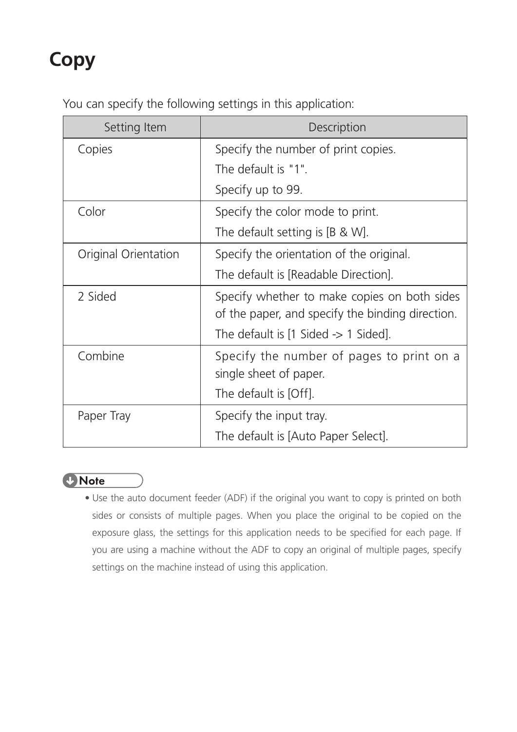# Copy

You can specify the following settings in this application:

| Setting Item | Description |
| --- | --- |
| Copies | Specify the number of print copies.<br>The default is "1".<br>Specify up to 99. |
| Color | Specify the color mode to print.<br>The default setting is [B & W]. |
| Original Orientation | Specify the orientation of the original.<br>The default is [Readable Direction]. |
| 2 Sided | Specify whether to make copies on both sides of the paper, and specify the binding direction.<br>The default is [1 Sided -> 1 Sided]. |
| Combine | Specify the number of pages to print on a single sheet of paper.<br>The default is [Off]. |
| Paper Tray | Specify the input tray.<br>The default is [Auto Paper Select]. |

**Note**

- Use the auto document feeder (ADF) if the original you want to copy is printed on both sides or consists of multiple pages. When you place the original to be copied on the exposure glass, the settings for this application needs to be specified for each page. If you are using a machine without the ADF to copy an original of multiple pages, specify settings on the machine instead of using this application.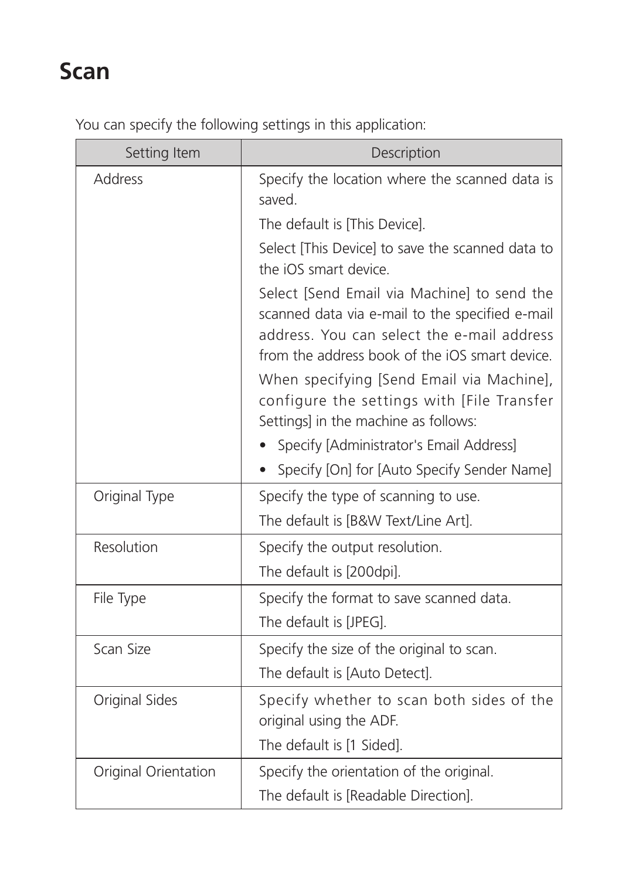# Scan

You can specify the following settings in this application:

| Setting Item | Description |
| --- | --- |
| Address | Specify the location where the scanned data is saved.<br>The default is [This Device].<br>Select [This Device] to save the scanned data to the iOS smart device.<br>Select [Send Email via Machine] to send the scanned data via e-mail to the specified e-mail address. You can select the e-mail address from the address book of the iOS smart device.<br>When specifying [Send Email via Machine], configure the settings with [File Transfer Settings] in the machine as follows:<br>• Specify [Administrator's Email Address]<br>• Specify [On] for [Auto Specify Sender Name] |
| Original Type | Specify the type of scanning to use.<br>The default is [B&W Text/Line Art]. |
| Resolution | Specify the output resolution.<br>The default is [200dpi]. |
| File Type | Specify the format to save scanned data.<br>The default is [JPEG]. |
| Scan Size | Specify the size of the original to scan.<br>The default is [Auto Detect]. |
| Original Sides | Specify whether to scan both sides of the original using the ADF.<br>The default is [1 Sided]. |
| Original Orientation | Specify the orientation of the original.<br>The default is [Readable Direction]. |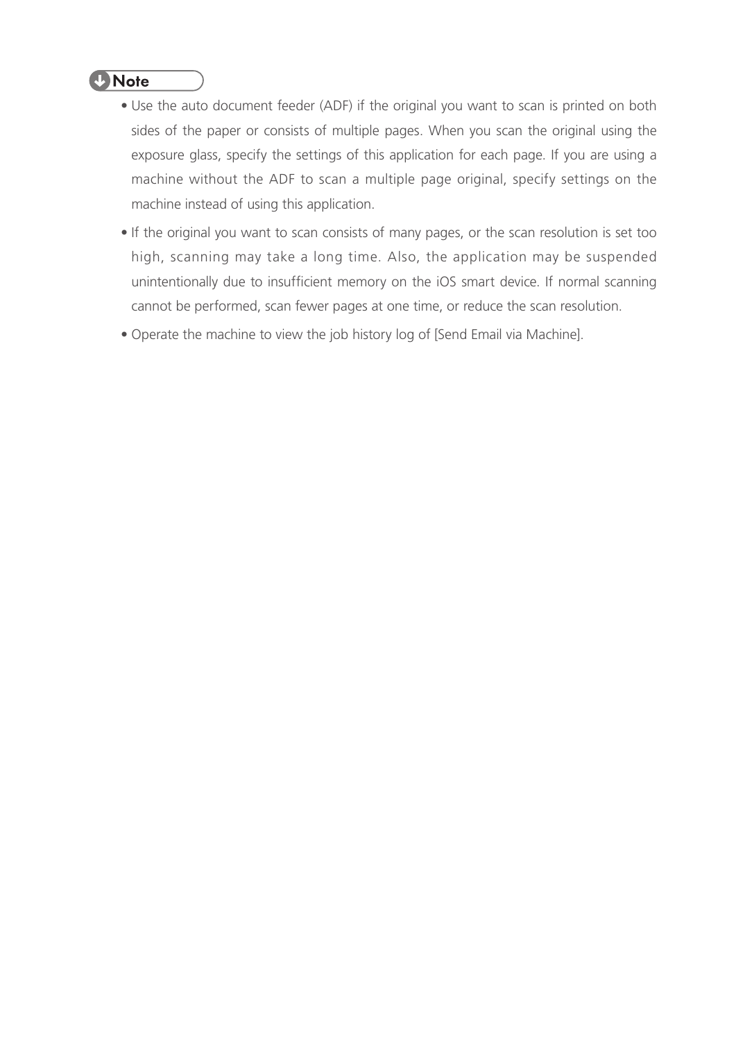**Note**

- Use the auto document feeder (ADF) if the original you want to scan is printed on both sides of the paper or consists of multiple pages. When you scan the original using the exposure glass, specify the settings of this application for each page. If you are using a machine without the ADF to scan a multiple page original, specify settings on the machine instead of using this application.
- If the original you want to scan consists of many pages, or the scan resolution is set too high, scanning may take a long time. Also, the application may be suspended unintentionally due to insufficient memory on the iOS smart device. If normal scanning cannot be performed, scan fewer pages at one time, or reduce the scan resolution.
- Operate the machine to view the job history log of [Send Email via Machine].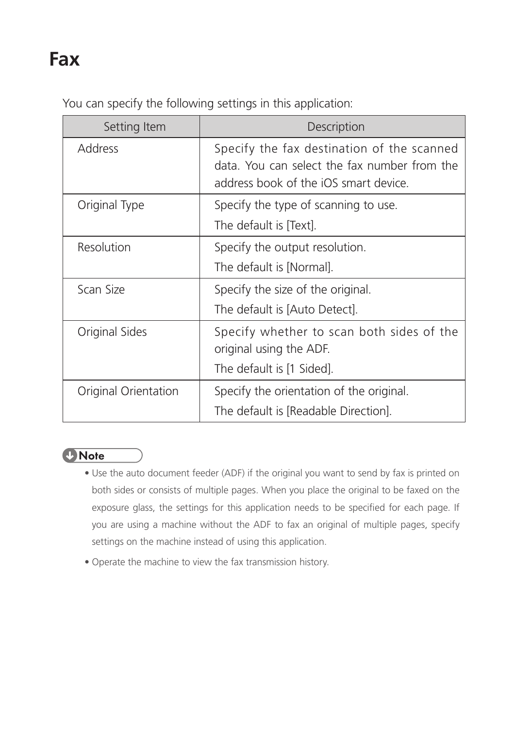# Fax

You can specify the following settings in this application:

| Setting Item | Description |
| --- | --- |
| Address | Specify the fax destination of the scanned data. You can select the fax number from the address book of the iOS smart device. |
| Original Type | Specify the type of scanning to use.<br>The default is [Text]. |
| Resolution | Specify the output resolution.<br>The default is [Normal]. |
| Scan Size | Specify the size of the original.<br>The default is [Auto Detect]. |
| Original Sides | Specify whether to scan both sides of the original using the ADF.<br>The default is [1 Sided]. |
| Original Orientation | Specify the orientation of the original.<br>The default is [Readable Direction]. |

**Note**

- Use the auto document feeder (ADF) if the original you want to send by fax is printed on both sides or consists of multiple pages. When you place the original to be faxed on the exposure glass, the settings for this application needs to be specified for each page. If you are using a machine without the ADF to fax an original of multiple pages, specify settings on the machine instead of using this application.
- Operate the machine to view the fax transmission history.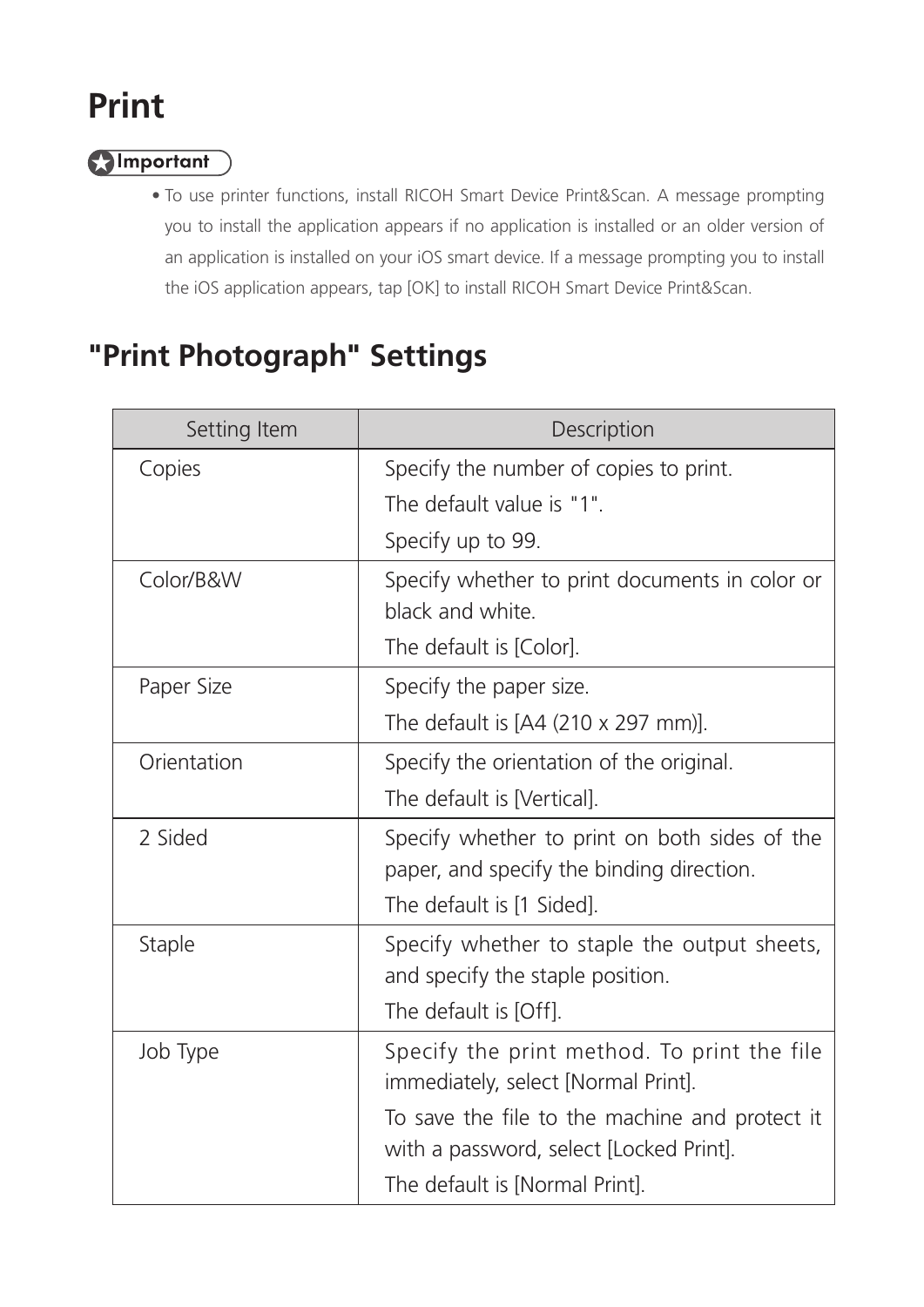# Print

**Important**

- To use printer functions, install RICOH Smart Device Print&Scan. A message prompting you to install the application appears if no application is installed or an older version of an application is installed on your iOS smart device. If a message prompting you to install the iOS application appears, tap [OK] to install RICOH Smart Device Print&Scan.

## "Print Photograph" Settings

| Setting Item | Description |
| --- | --- |
| Copies | Specify the number of copies to print.<br>The default value is "1".<br>Specify up to 99. |
| Color/B&W | Specify whether to print documents in color or black and white.<br>The default is [Color]. |
| Paper Size | Specify the paper size.<br>The default is [A4 (210 x 297 mm)]. |
| Orientation | Specify the orientation of the original.<br>The default is [Vertical]. |
| 2 Sided | Specify whether to print on both sides of the paper, and specify the binding direction.<br>The default is [1 Sided]. |
| Staple | Specify whether to staple the output sheets, and specify the staple position.<br>The default is [Off]. |
| Job Type | Specify the print method. To print the file immediately, select [Normal Print].<br>To save the file to the machine and protect it with a password, select [Locked Print].<br>The default is [Normal Print]. |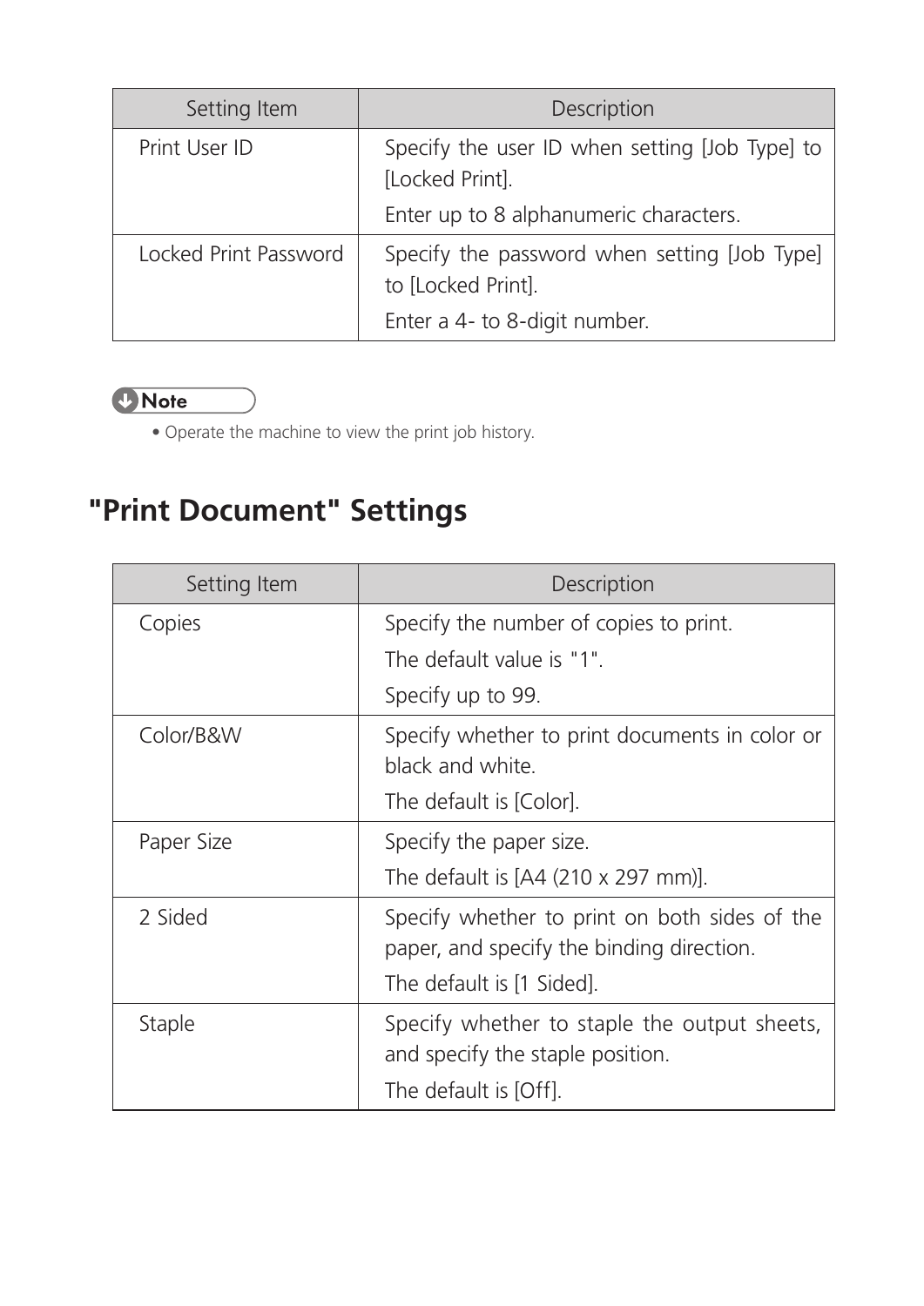| Setting Item | Description |
| --- | --- |
| Print User ID | Specify the user ID when setting [Job Type] to [Locked Print].<br>Enter up to 8 alphanumeric characters. |
| Locked Print Password | Specify the password when setting [Job Type] to [Locked Print].<br>Enter a 4- to 8-digit number. |

**Note**

- Operate the machine to view the print job history.

## "Print Document" Settings

| Setting Item | Description |
| --- | --- |
| Copies | Specify the number of copies to print.<br>The default value is "1".<br>Specify up to 99. |
| Color/B&W | Specify whether to print documents in color or black and white.<br>The default is [Color]. |
| Paper Size | Specify the paper size.<br>The default is [A4 (210 x 297 mm)]. |
| 2 Sided | Specify whether to print on both sides of the paper, and specify the binding direction.<br>The default is [1 Sided]. |
| Staple | Specify whether to staple the output sheets, and specify the staple position.<br>The default is [Off]. |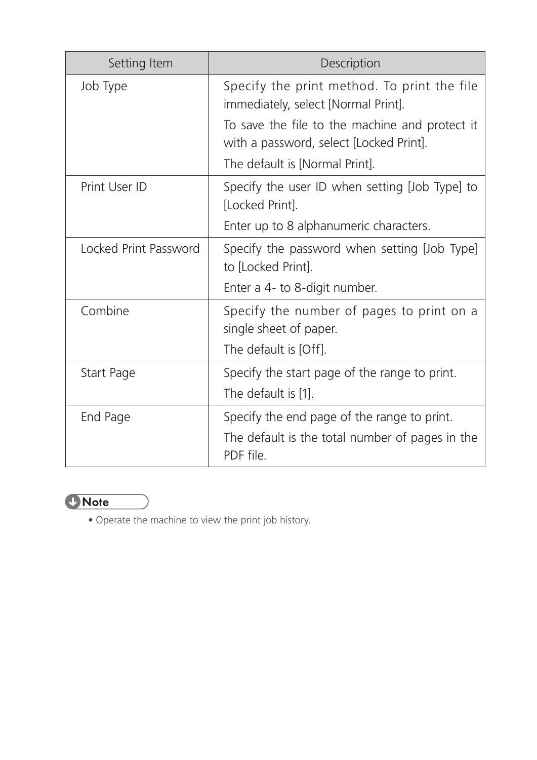| Setting Item | Description |
|---|---|
| Job Type | Specify the print method. To print the file immediately, select [Normal Print].<br>To save the file to the machine and protect it with a password, select [Locked Print].<br>The default is [Normal Print]. |
| Print User ID | Specify the user ID when setting [Job Type] to [Locked Print].<br>Enter up to 8 alphanumeric characters. |
| Locked Print Password | Specify the password when setting [Job Type] to [Locked Print].<br>Enter a 4- to 8-digit number. |
| Combine | Specify the number of pages to print on a single sheet of paper.<br>The default is [Off]. |
| Start Page | Specify the start page of the range to print.<br>The default is [1]. |
| End Page | Specify the end page of the range to print.<br>The default is the total number of pages in the PDF file. |

**Note**

- Operate the machine to view the print job history.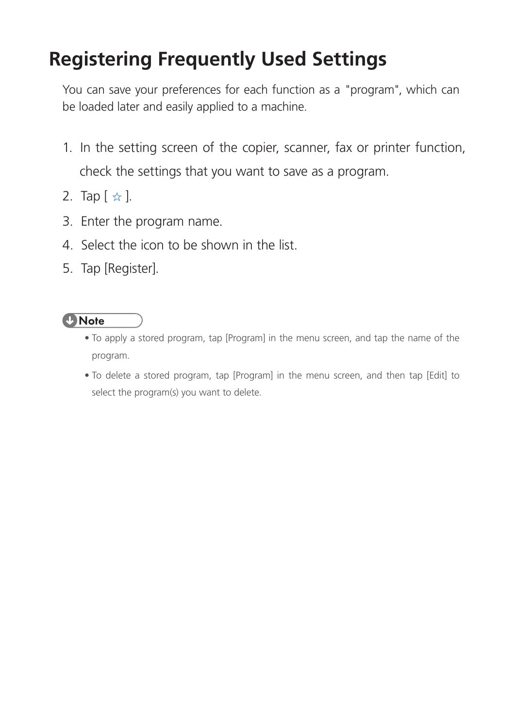# Registering Frequently Used Settings

You can save your preferences for each function as a "program", which can be loaded later and easily applied to a machine.

1. In the setting screen of the copier, scanner, fax or printer function, check the settings that you want to save as a program.
2. Tap [ ☆ ].
3. Enter the program name.
4. Select the icon to be shown in the list.
5. Tap [Register].

**Note**

- To apply a stored program, tap [Program] in the menu screen, and tap the name of the program.
- To delete a stored program, tap [Program] in the menu screen, and then tap [Edit] to select the program(s) you want to delete.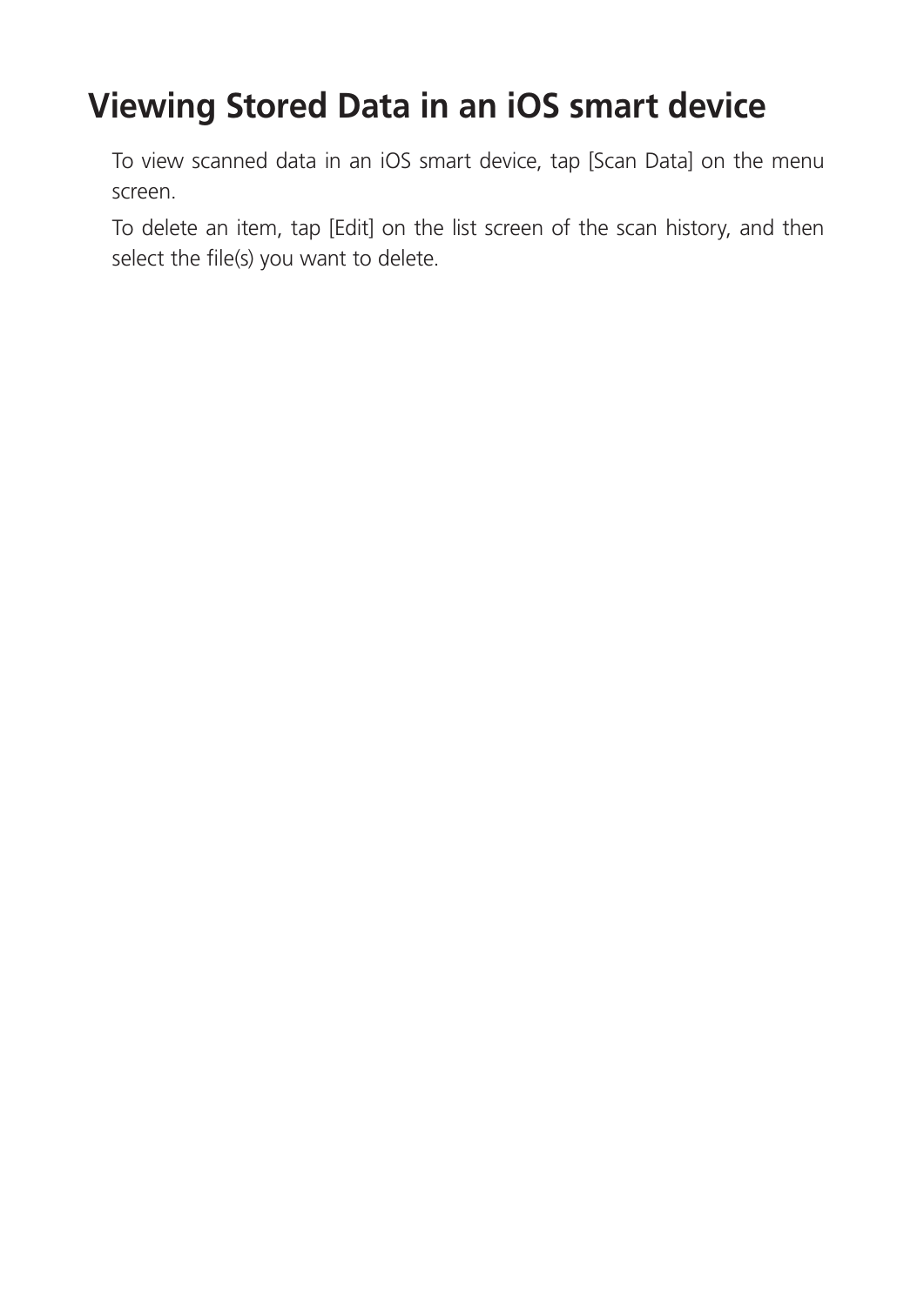# Viewing Stored Data in an iOS smart device

To view scanned data in an iOS smart device, tap [Scan Data] on the menu screen.

To delete an item, tap [Edit] on the list screen of the scan history, and then select the file(s) you want to delete.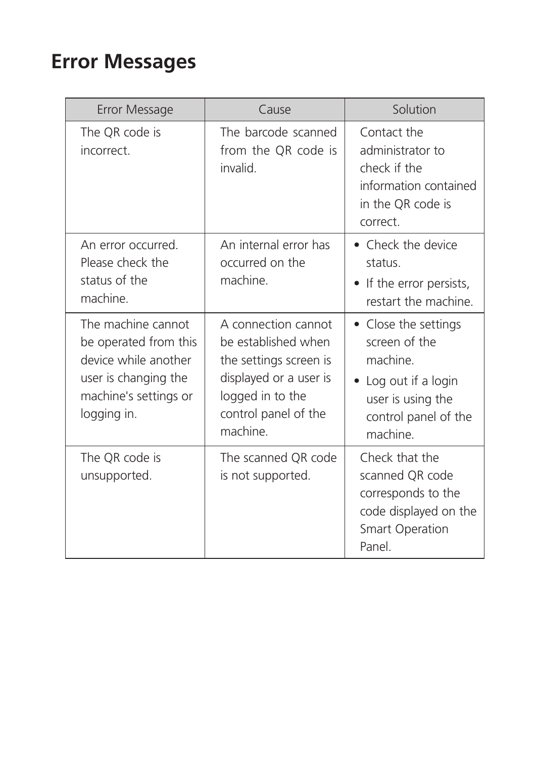# Error Messages

| Error Message | Cause | Solution |
| --- | --- | --- |
| The QR code is incorrect. | The barcode scanned from the QR code is invalid. | Contact the administrator to check if the information contained in the QR code is correct. |
| An error occurred. Please check the status of the machine. | An internal error has occurred on the machine. | • Check the device status.<br>• If the error persists, restart the machine. |
| The machine cannot be operated from this device while another user is changing the machine's settings or logging in. | A connection cannot be established when the settings screen is displayed or a user is logged in to the control panel of the machine. | • Close the settings screen of the machine.<br>• Log out if a login user is using the control panel of the machine. |
| The QR code is unsupported. | The scanned QR code is not supported. | Check that the scanned QR code corresponds to the code displayed on the Smart Operation Panel. |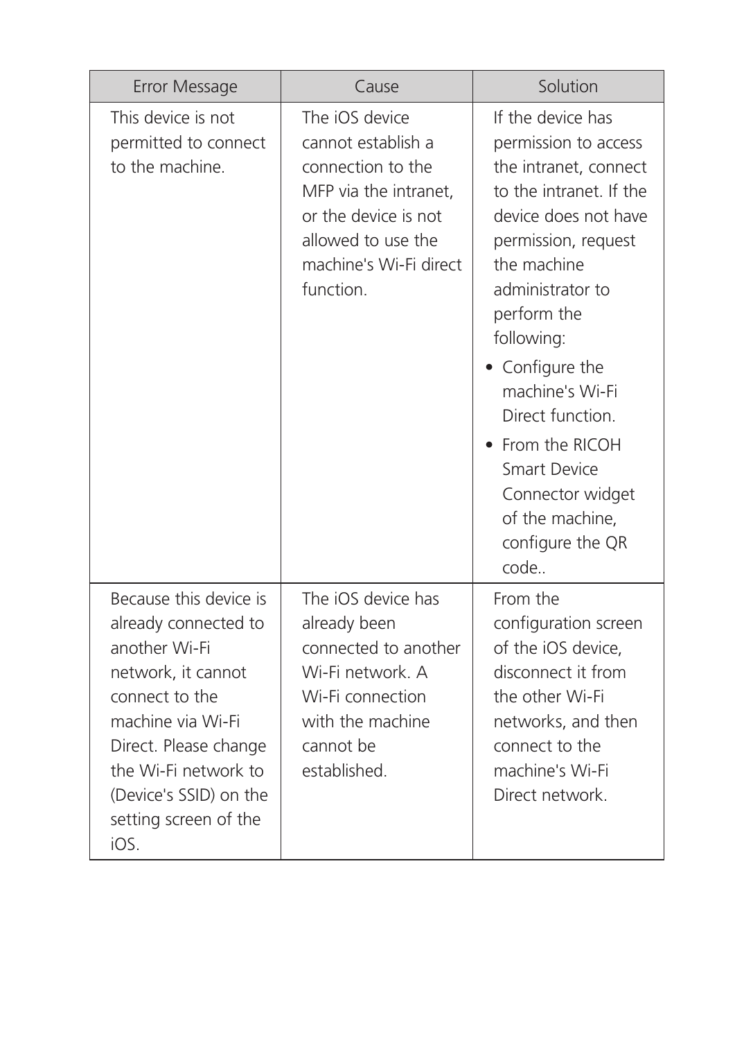| Error Message | Cause | Solution |
| --- | --- | --- |
| This device is not permitted to connect to the machine. | The iOS device cannot establish a connection to the MFP via the intranet, or the device is not allowed to use the machine's Wi-Fi direct function. | If the device has permission to access the intranet, connect to the intranet. If the device does not have permission, request the machine administrator to perform the following:<br>• Configure the machine's Wi-Fi Direct function.<br>• From the RICOH Smart Device Connector widget of the machine, configure the QR code.. |
| Because this device is already connected to another Wi-Fi network, it cannot connect to the machine via Wi-Fi Direct. Please change the Wi-Fi network to (Device's SSID) on the setting screen of the iOS. | The iOS device has already been connected to another Wi-Fi network. A Wi-Fi connection with the machine cannot be established. | From the configuration screen of the iOS device, disconnect it from the other Wi-Fi networks, and then connect to the machine's Wi-Fi Direct network. |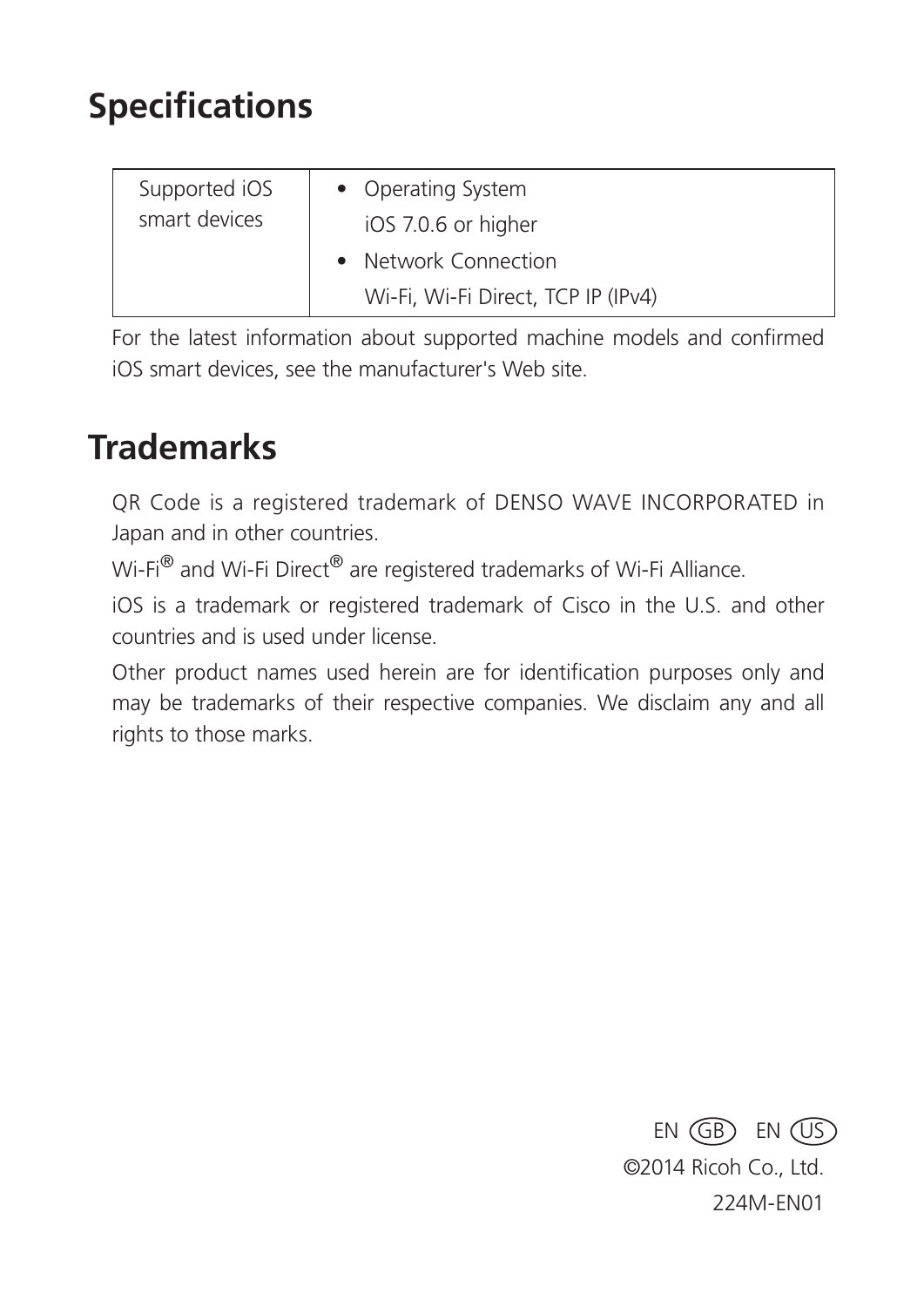# Specifications

| | |
|---|---|
| Supported iOS smart devices | • Operating System<br>iOS 7.0.6 or higher<br>• Network Connection<br>Wi-Fi, Wi-Fi Direct, TCP IP (IPv4) |

For the latest information about supported machine models and confirmed iOS smart devices, see the manufacturer's Web site.

# Trademarks

QR Code is a registered trademark of DENSO WAVE INCORPORATED in Japan and in other countries.

Wi-Fi® and Wi-Fi Direct® are registered trademarks of Wi-Fi Alliance.

iOS is a trademark or registered trademark of Cisco in the U.S. and other countries and is used under license.

Other product names used herein are for identification purposes only and may be trademarks of their respective companies. We disclaim any and all rights to those marks.

EN (GB) EN (US)

©2014 Ricoh Co., Ltd.

224M-EN01